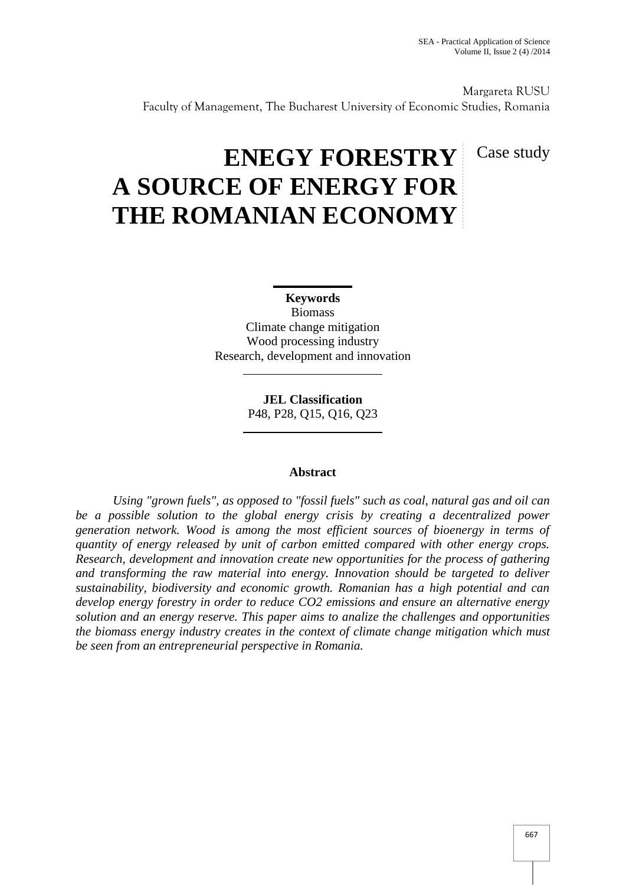Margareta RUSU
Faculty of Management, The Bucharest University of Economic Studies, Romania

Case study

# ENEGY FORESTRY A SOURCE OF ENERGY FOR THE ROMANIAN ECONOMY

**Keywords**
Biomass
Climate change mitigation
Wood processing industry
Research, development and innovation

**JEL Classification**
P48, P28, Q15, Q16, Q23

## Abstract

*Using "grown fuels", as opposed to "fossil fuels" such as coal, natural gas and oil can be a possible solution to the global energy crisis by creating a decentralized power generation network. Wood is among the most efficient sources of bioenergy in terms of quantity of energy released by unit of carbon emitted compared with other energy crops. Research, development and innovation create new opportunities for the process of gathering and transforming the raw material into energy. Innovation should be targeted to deliver sustainability, biodiversity and economic growth. Romanian has a high potential and can develop energy forestry in order to reduce CO2 emissions and ensure an alternative energy solution and an energy reserve. This paper aims to analize the challenges and opportunities the biomass energy industry creates in the context of climate change mitigation which must be seen from an entrepreneurial perspective in Romania.*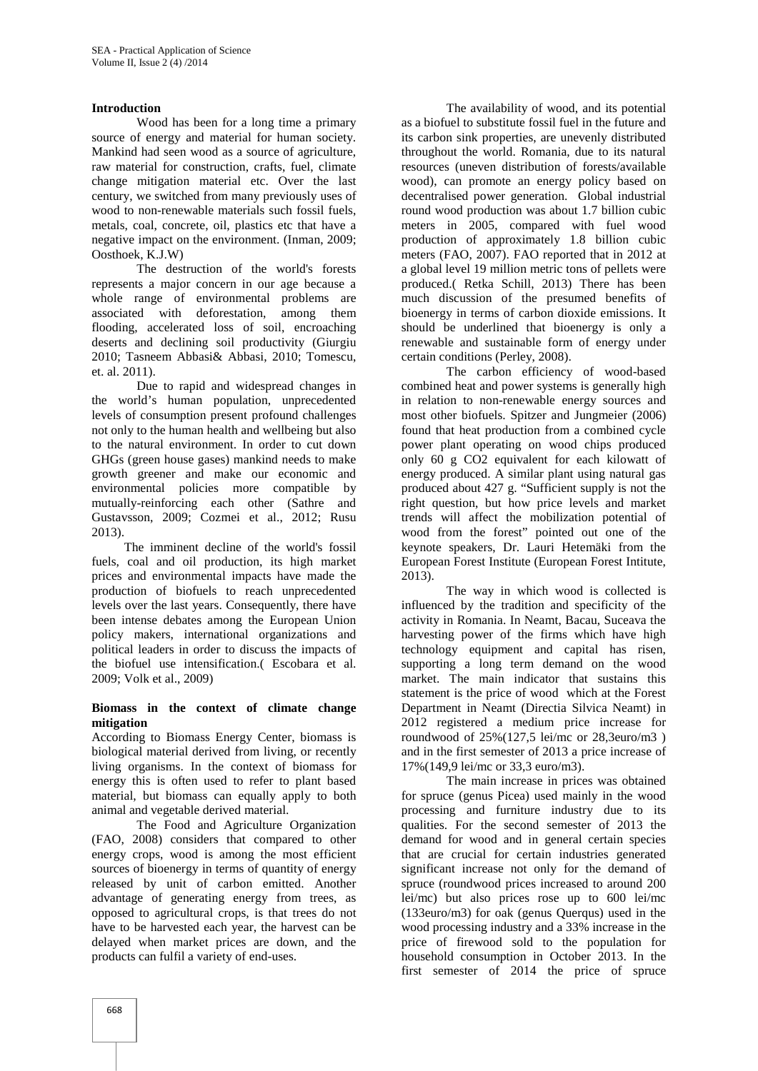## Introduction

Wood has been for a long time a primary source of energy and material for human society. Mankind had seen wood as a source of agriculture, raw material for construction, crafts, fuel, climate change mitigation material etc. Over the last century, we switched from many previously uses of wood to non-renewable materials such fossil fuels, metals, coal, concrete, oil, plastics etc that have a negative impact on the environment. (Inman, 2009; Oosthoek, K.J.W)

The destruction of the world's forests represents a major concern in our age because a whole range of environmental problems are associated with deforestation, among them flooding, accelerated loss of soil, encroaching deserts and declining soil productivity (Giurgiu 2010; Tasneem Abbasi& Abbasi, 2010; Tomescu, et. al. 2011).

Due to rapid and widespread changes in the world's human population, unprecedented levels of consumption present profound challenges not only to the human health and wellbeing but also to the natural environment. In order to cut down GHGs (green house gases) mankind needs to make growth greener and make our economic and environmental policies more compatible by mutually-reinforcing each other (Sathre and Gustavsson, 2009; Cozmei et al., 2012; Rusu 2013).

The imminent decline of the world's fossil fuels, coal and oil production, its high market prices and environmental impacts have made the production of biofuels to reach unprecedented levels over the last years. Consequently, there have been intense debates among the European Union policy makers, international organizations and political leaders in order to discuss the impacts of the biofuel use intensification.( Escobara et al. 2009; Volk et al., 2009)

## Biomass in the context of climate change mitigation

According to Biomass Energy Center, biomass is biological material derived from living, or recently living organisms. In the context of biomass for energy this is often used to refer to plant based material, but biomass can equally apply to both animal and vegetable derived material.

The Food and Agriculture Organization (FAO, 2008) considers that compared to other energy crops, wood is among the most efficient sources of bioenergy in terms of quantity of energy released by unit of carbon emitted. Another advantage of generating energy from trees, as opposed to agricultural crops, is that trees do not have to be harvested each year, the harvest can be delayed when market prices are down, and the products can fulfil a variety of end-uses.

The availability of wood, and its potential as a biofuel to substitute fossil fuel in the future and its carbon sink properties, are unevenly distributed throughout the world. Romania, due to its natural resources (uneven distribution of forests/available wood), can promote an energy policy based on decentralised power generation. Global industrial round wood production was about 1.7 billion cubic meters in 2005, compared with fuel wood production of approximately 1.8 billion cubic meters (FAO, 2007). FAO reported that in 2012 at a global level 19 million metric tons of pellets were produced.( Retka Schill, 2013) There has been much discussion of the presumed benefits of bioenergy in terms of carbon dioxide emissions. It should be underlined that bioenergy is only a renewable and sustainable form of energy under certain conditions (Perley, 2008).

The carbon efficiency of wood-based combined heat and power systems is generally high in relation to non-renewable energy sources and most other biofuels. Spitzer and Jungmeier (2006) found that heat production from a combined cycle power plant operating on wood chips produced only 60 g $CO_2$ equivalent for each kilowatt of energy produced. A similar plant using natural gas produced about 427 g. "Sufficient supply is not the right question, but how price levels and market trends will affect the mobilization potential of wood from the forest" pointed out one of the keynote speakers, Dr. Lauri Hetemäki from the European Forest Institute (European Forest Intitute, 2013).

The way in which wood is collected is influenced by the tradition and specificity of the activity in Romania. In Neamt, Bacau, Suceava the harvesting power of the firms which have high technology equipment and capital has risen, supporting a long term demand on the wood market. The main indicator that sustains this statement is the price of wood which at the Forest Department in Neamt (Directia Silvica Neamt) in 2012 registered a medium price increase for roundwood of 25%(127,5 lei/mc or 28,3euro/m3 ) and in the first semester of 2013 a price increase of 17%(149,9 lei/mc or 33,3 euro/m3).

The main increase in prices was obtained for spruce (genus Picea) used mainly in the wood processing and furniture industry due to its qualities. For the second semester of 2013 the demand for wood and in general certain species that are crucial for certain industries generated significant increase not only for the demand of spruce (roundwood prices increased to around 200 lei/mc) but also prices rose up to 600 lei/mc (133euro/m3) for oak (genus Querqus) used in the wood processing industry and a 33% increase in the price of firewood sold to the population for household consumption in October 2013. In the first semester of 2014 the price of spruce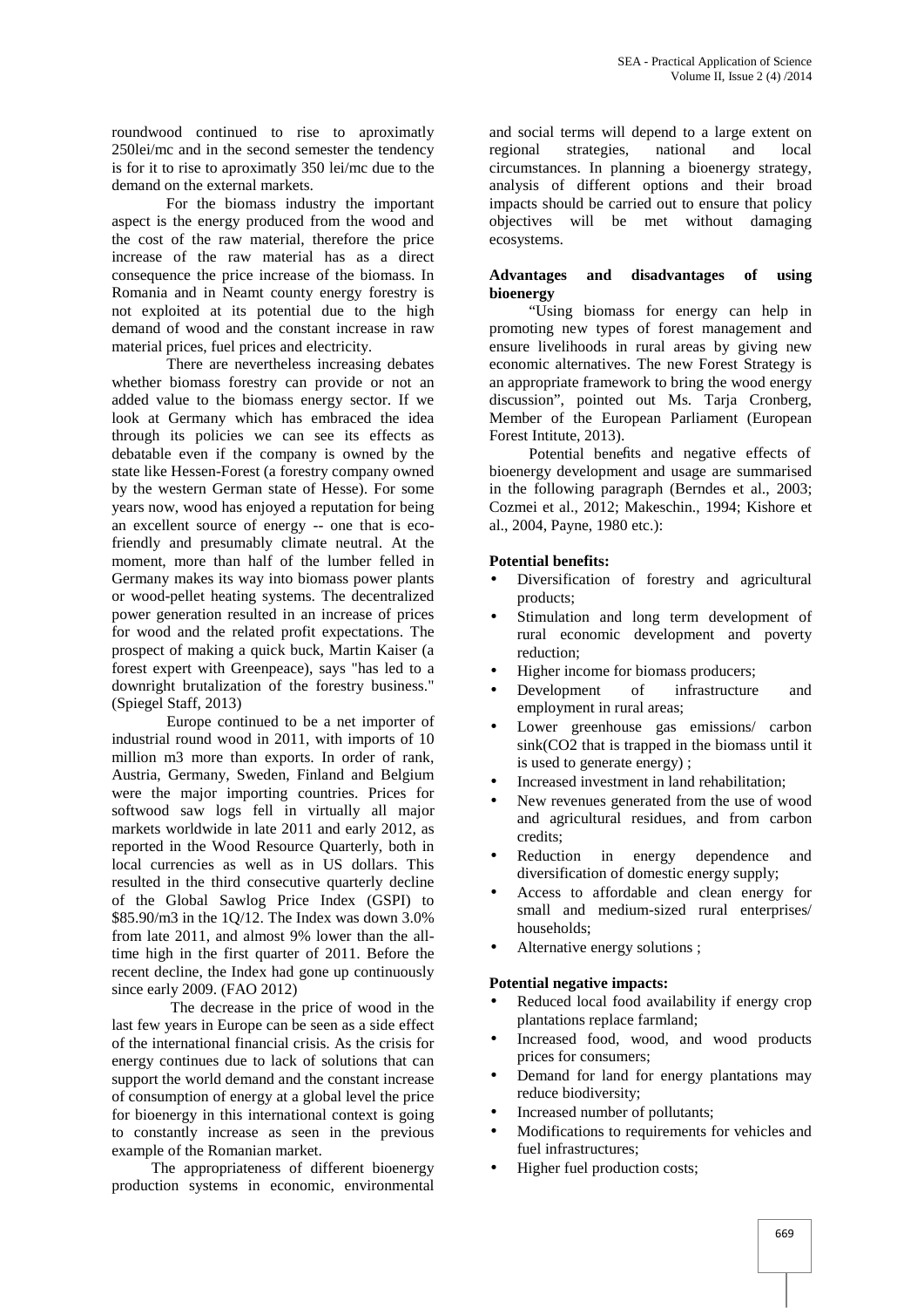roundwood continued to rise to aproximatly 250lei/mc and in the second semester the tendency is for it to rise to aproximatly 350 lei/mc due to the demand on the external markets.

For the biomass industry the important aspect is the energy produced from the wood and the cost of the raw material, therefore the price increase of the raw material has as a direct consequence the price increase of the biomass. In Romania and in Neamt county energy forestry is not exploited at its potential due to the high demand of wood and the constant increase in raw material prices, fuel prices and electricity.

There are nevertheless increasing debates whether biomass forestry can provide or not an added value to the biomass energy sector. If we look at Germany which has embraced the idea through its policies we can see its effects as debatable even if the company is owned by the state like Hessen-Forest (a forestry company owned by the western German state of Hesse). For some years now, wood has enjoyed a reputation for being an excellent source of energy -- one that is eco-friendly and presumably climate neutral. At the moment, more than half of the lumber felled in Germany makes its way into biomass power plants or wood-pellet heating systems. The decentralized power generation resulted in an increase of prices for wood and the related profit expectations. The prospect of making a quick buck, Martin Kaiser (a forest expert with Greenpeace), says "has led to a downright brutalization of the forestry business." (Spiegel Staff, 2013)

Europe continued to be a net importer of industrial round wood in 2011, with imports of 10 million m3 more than exports. In order of rank, Austria, Germany, Sweden, Finland and Belgium were the major importing countries. Prices for softwood saw logs fell in virtually all major markets worldwide in late 2011 and early 2012, as reported in the Wood Resource Quarterly, both in local currencies as well as in US dollars. This resulted in the third consecutive quarterly decline of the Global Sawlog Price Index (GSPI) to \$85.90/m3 in the 1Q/12. The Index was down 3.0% from late 2011, and almost 9% lower than the all-time high in the first quarter of 2011. Before the recent decline, the Index had gone up continuously since early 2009. (FAO 2012)

The decrease in the price of wood in the last few years in Europe can be seen as a side effect of the international financial crisis. As the crisis for energy continues due to lack of solutions that can support the world demand and the constant increase of consumption of energy at a global level the price for bioenergy in this international context is going to constantly increase as seen in the previous example of the Romanian market.

The appropriateness of different bioenergy production systems in economic, environmental and social terms will depend to a large extent on regional strategies, national and local circumstances. In planning a bioenergy strategy, analysis of different options and their broad impacts should be carried out to ensure that policy objectives will be met without damaging ecosystems.

**Advantages and disadvantages of using bioenergy**

"Using biomass for energy can help in promoting new types of forest management and ensure livelihoods in rural areas by giving new economic alternatives. The new Forest Strategy is an appropriate framework to bring the wood energy discussion", pointed out Ms. Tarja Cronberg, Member of the European Parliament (European Forest Intitute, 2013).

Potential benefits and negative effects of bioenergy development and usage are summarised in the following paragraph (Berndes et al., 2003; Cozmei et al., 2012; Makeschin., 1994; Kishore et al., 2004, Payne, 1980 etc.):

**Potential benefits:**

- Diversification of forestry and agricultural products;
- Stimulation and long term development of rural economic development and poverty reduction;
- Higher income for biomass producers;
- Development of infrastructure and employment in rural areas;
- Lower greenhouse gas emissions/ carbon sink($CO_2$ that is trapped in the biomass until it is used to generate energy) ;
- Increased investment in land rehabilitation;
- New revenues generated from the use of wood and agricultural residues, and from carbon credits;
- Reduction in energy dependence and diversification of domestic energy supply;
- Access to affordable and clean energy for small and medium-sized rural enterprises/ households;
- Alternative energy solutions ;

**Potential negative impacts:**

- Reduced local food availability if energy crop plantations replace farmland;
- Increased food, wood, and wood products prices for consumers;
- Demand for land for energy plantations may reduce biodiversity;
- Increased number of pollutants;
- Modifications to requirements for vehicles and fuel infrastructures;
- Higher fuel production costs;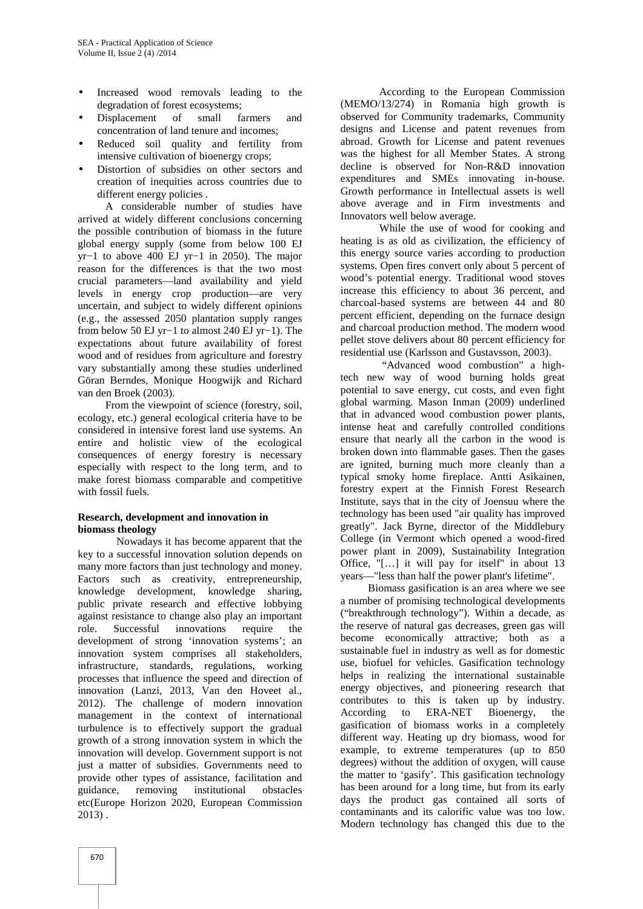- Increased wood removals leading to the degradation of forest ecosystems;
- Displacement of small farmers and concentration of land tenure and incomes;
- Reduced soil quality and fertility from intensive cultivation of bioenergy crops;
- Distortion of subsidies on other sectors and creation of inequities across countries due to different energy policies .

A considerable number of studies have arrived at widely different conclusions concerning the possible contribution of biomass in the future global energy supply (some from below 100 EJ yr−1 to above 400 EJ yr−1 in 2050). The major reason for the differences is that the two most crucial parameters—land availability and yield levels in energy crop production—are very uncertain, and subject to widely different opinions (e.g., the assessed 2050 plantation supply ranges from below 50 EJ yr−1 to almost 240 EJ yr−1). The expectations about future availability of forest wood and of residues from agriculture and forestry vary substantially among these studies underlined Göran Berndes, Monique Hoogwijk and Richard van den Broek (2003).

From the viewpoint of science (forestry, soil, ecology, etc.) general ecological criteria have to be considered in intensive forest land use systems. An entire and holistic view of the ecological consequences of energy forestry is necessary especially with respect to the long term, and to make forest biomass comparable and competitive with fossil fuels.

**Research, development and innovation in biomass theology**

Nowadays it has become apparent that the key to a successful innovation solution depends on many more factors than just technology and money. Factors such as creativity, entrepreneurship, knowledge development, knowledge sharing, public private research and effective lobbying against resistance to change also play an important role. Successful innovations require the development of strong 'innovation systems'; an innovation system comprises all stakeholders, infrastructure, standards, regulations, working processes that influence the speed and direction of innovation (Lanzi, 2013, Van den Hoveet al., 2012). The challenge of modern innovation management in the context of international turbulence is to effectively support the gradual growth of a strong innovation system in which the innovation will develop. Government support is not just a matter of subsidies. Governments need to provide other types of assistance, facilitation and guidance, removing institutional obstacles etc(Europe Horizon 2020, European Commission 2013) .

According to the European Commission (MEMO/13/274) in Romania high growth is observed for Community trademarks, Community designs and License and patent revenues from abroad. Growth for License and patent revenues was the highest for all Member States. A strong decline is observed for Non-R&D innovation expenditures and SMEs innovating in-house. Growth performance in Intellectual assets is well above average and in Firm investments and Innovators well below average.

While the use of wood for cooking and heating is as old as civilization, the efficiency of this energy source varies according to production systems. Open fires convert only about 5 percent of wood's potential energy. Traditional wood stoves increase this efficiency to about 36 percent, and charcoal-based systems are between 44 and 80 percent efficient, depending on the furnace design and charcoal production method. The modern wood pellet stove delivers about 80 percent efficiency for residential use (Karlsson and Gustavsson, 2003).

"Advanced wood combustion" a high-tech new way of wood burning holds great potential to save energy, cut costs, and even fight global warming. Mason Inman (2009) underlined that in advanced wood combustion power plants, intense heat and carefully controlled conditions ensure that nearly all the carbon in the wood is broken down into flammable gases. Then the gases are ignited, burning much more cleanly than a typical smoky home fireplace. Antti Asikainen, forestry expert at the Finnish Forest Research Institute, says that in the city of Joensuu where the technology has been used "air quality has improved greatly". Jack Byrne, director of the Middlebury College (in Vermont which opened a wood-fired power plant in 2009), Sustainability Integration Office, "[…] it will pay for itself" in about 13 years—"less than half the power plant's lifetime".

Biomass gasification is an area where we see a number of promising technological developments ("breakthrough technology"). Within a decade, as the reserve of natural gas decreases, green gas will become economically attractive; both as a sustainable fuel in industry as well as for domestic use, biofuel for vehicles. Gasification technology helps in realizing the international sustainable energy objectives, and pioneering research that contributes to this is taken up by industry. According to ERA-NET Bioenergy, the gasification of biomass works in a completely different way. Heating up dry biomass, wood for example, to extreme temperatures (up to 850 degrees) without the addition of oxygen, will cause the matter to 'gasify'. This gasification technology has been around for a long time, but from its early days the product gas contained all sorts of contaminants and its calorific value was too low. Modern technology has changed this due to the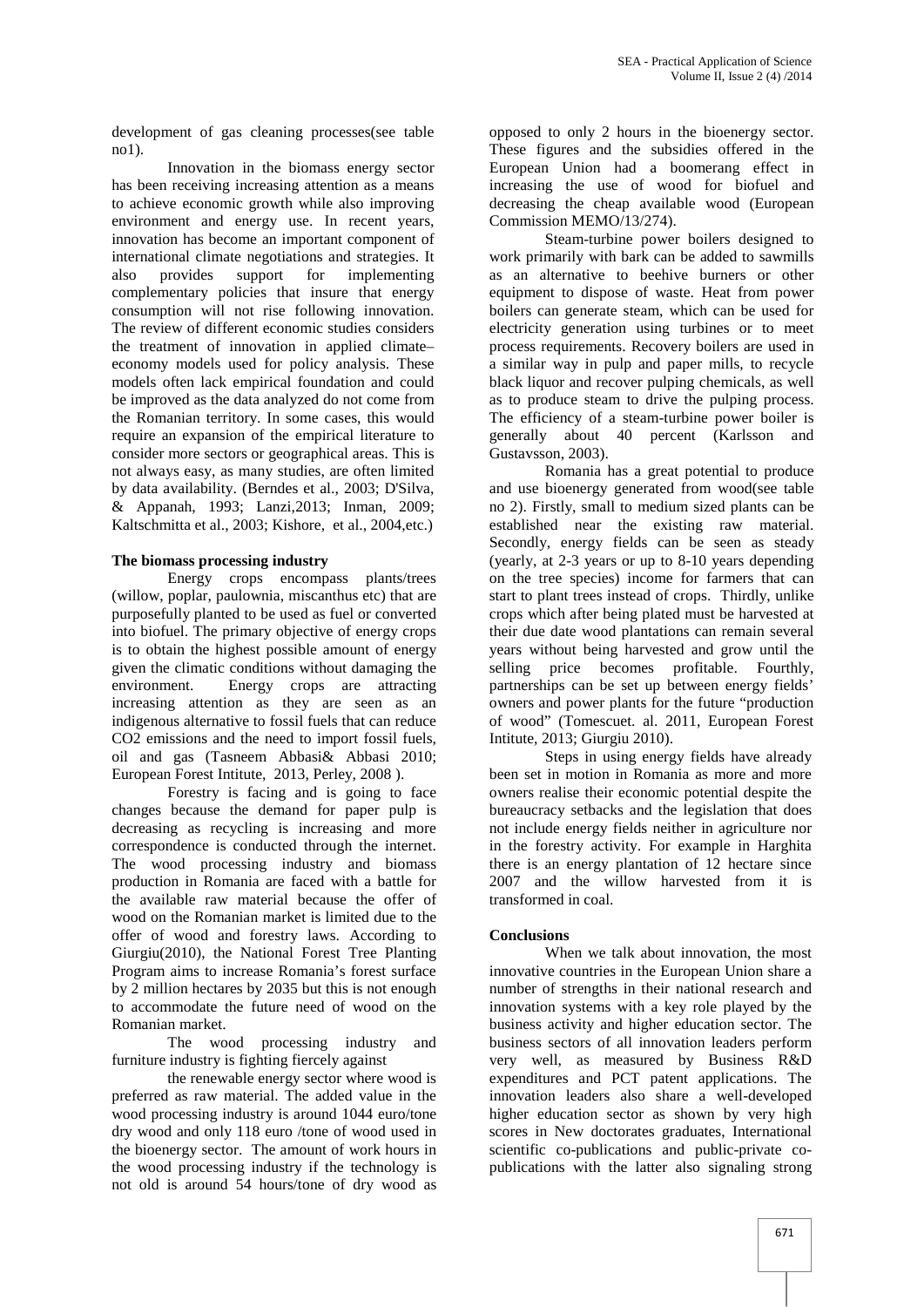development of gas cleaning processes(see table no1).

Innovation in the biomass energy sector has been receiving increasing attention as a means to achieve economic growth while also improving environment and energy use. In recent years, innovation has become an important component of international climate negotiations and strategies. It also provides support for implementing complementary policies that insure that energy consumption will not rise following innovation. The review of different economic studies considers the treatment of innovation in applied climate–economy models used for policy analysis. These models often lack empirical foundation and could be improved as the data analyzed do not come from the Romanian territory. In some cases, this would require an expansion of the empirical literature to consider more sectors or geographical areas. This is not always easy, as many studies, are often limited by data availability. (Berndes et al., 2003; D'Silva, & Appanah, 1993; Lanzi,2013; Inman, 2009; Kaltschmitta et al., 2003; Kishore, et al., 2004,etc.)

**The biomass processing industry**

Energy crops encompass plants/trees (willow, poplar, paulownia, miscanthus etc) that are purposefully planted to be used as fuel or converted into biofuel. The primary objective of energy crops is to obtain the highest possible amount of energy given the climatic conditions without damaging the environment. Energy crops are attracting increasing attention as they are seen as an indigenous alternative to fossil fuels that can reduce $CO_2$ emissions and the need to import fossil fuels, oil and gas (Tasneem Abbasi& Abbasi 2010; European Forest Intitute, 2013, Perley, 2008 ).

Forestry is facing and is going to face changes because the demand for paper pulp is decreasing as recycling is increasing and more correspondence is conducted through the internet. The wood processing industry and biomass production in Romania are faced with a battle for the available raw material because the offer of wood on the Romanian market is limited due to the offer of wood and forestry laws. According to Giurgiu(2010), the National Forest Tree Planting Program aims to increase Romania's forest surface by 2 million hectares by 2035 but this is not enough to accommodate the future need of wood on the Romanian market.

The wood processing industry and furniture industry is fighting fiercely against

the renewable energy sector where wood is preferred as raw material. The added value in the wood processing industry is around 1044 euro/tone dry wood and only 118 euro /tone of wood used in the bioenergy sector. The amount of work hours in the wood processing industry if the technology is not old is around 54 hours/tone of dry wood as opposed to only 2 hours in the bioenergy sector. These figures and the subsidies offered in the European Union had a boomerang effect in increasing the use of wood for biofuel and decreasing the cheap available wood (European Commission MEMO/13/274).

Steam-turbine power boilers designed to work primarily with bark can be added to sawmills as an alternative to beehive burners or other equipment to dispose of waste. Heat from power boilers can generate steam, which can be used for electricity generation using turbines or to meet process requirements. Recovery boilers are used in a similar way in pulp and paper mills, to recycle black liquor and recover pulping chemicals, as well as to produce steam to drive the pulping process. The efficiency of a steam-turbine power boiler is generally about 40 percent (Karlsson and Gustavsson, 2003).

Romania has a great potential to produce and use bioenergy generated from wood(see table no 2). Firstly, small to medium sized plants can be established near the existing raw material. Secondly, energy fields can be seen as steady (yearly, at 2-3 years or up to 8-10 years depending on the tree species) income for farmers that can start to plant trees instead of crops. Thirdly, unlike crops which after being plated must be harvested at their due date wood plantations can remain several years without being harvested and grow until the selling price becomes profitable. Fourthly, partnerships can be set up between energy fields' owners and power plants for the future "production of wood" (Tomescuet. al. 2011, European Forest Intitute, 2013; Giurgiu 2010).

Steps in using energy fields have already been set in motion in Romania as more and more owners realise their economic potential despite the bureaucracy setbacks and the legislation that does not include energy fields neither in agriculture nor in the forestry activity. For example in Harghita there is an energy plantation of 12 hectare since 2007 and the willow harvested from it is transformed in coal.

**Conclusions**

When we talk about innovation, the most innovative countries in the European Union share a number of strengths in their national research and innovation systems with a key role played by the business activity and higher education sector. The business sectors of all innovation leaders perform very well, as measured by Business R&D expenditures and PCT patent applications. The innovation leaders also share a well-developed higher education sector as shown by very high scores in New doctorates graduates, International scientific co-publications and public-private co-publications with the latter also signaling strong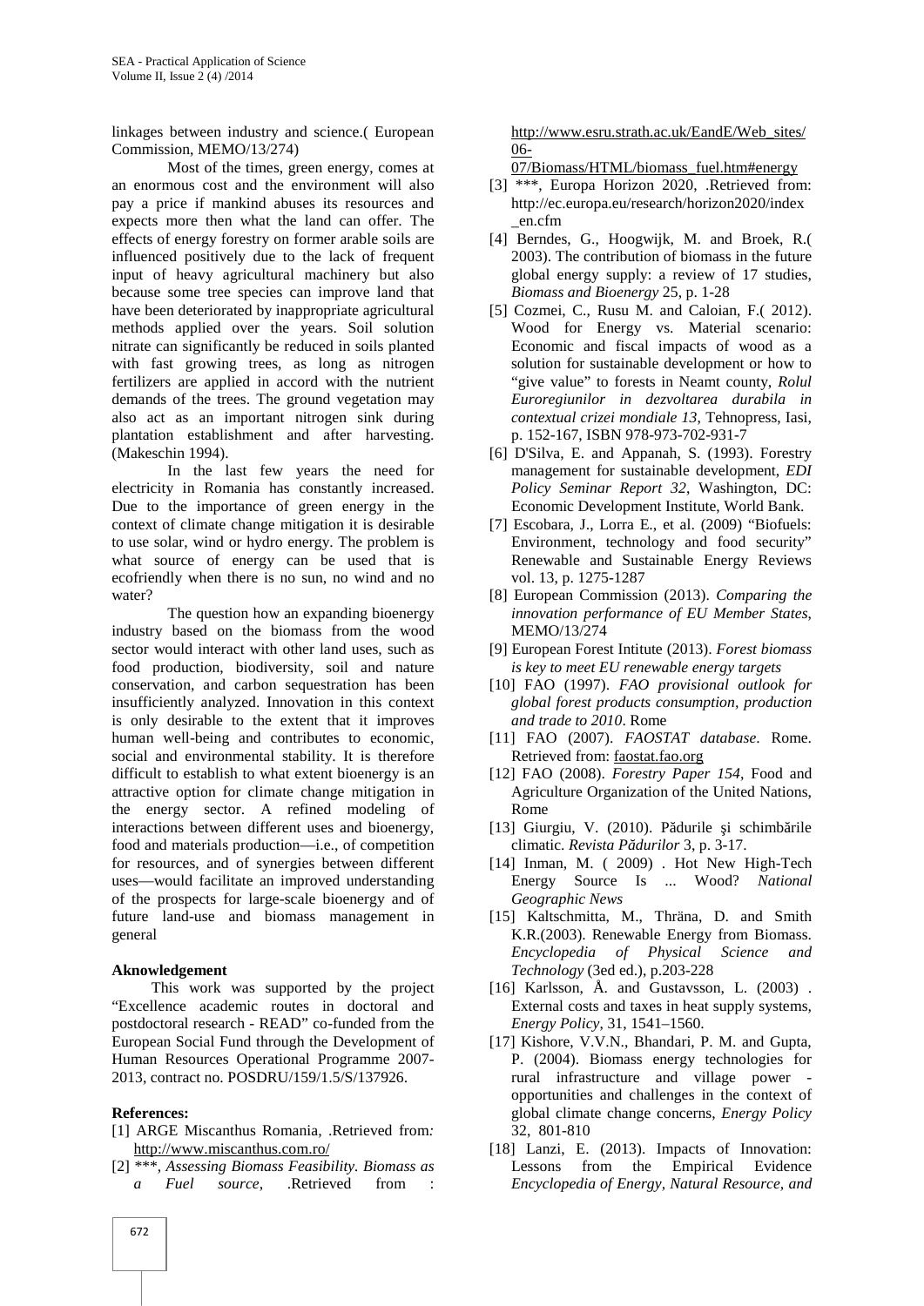linkages between industry and science.( European Commission, MEMO/13/274)

Most of the times, green energy, comes at an enormous cost and the environment will also pay a price if mankind abuses its resources and expects more then what the land can offer. The effects of energy forestry on former arable soils are influenced positively due to the lack of frequent input of heavy agricultural machinery but also because some tree species can improve land that have been deteriorated by inappropriate agricultural methods applied over the years. Soil solution nitrate can significantly be reduced in soils planted with fast growing trees, as long as nitrogen fertilizers are applied in accord with the nutrient demands of the trees. The ground vegetation may also act as an important nitrogen sink during plantation establishment and after harvesting. (Makeschin 1994).

In the last few years the need for electricity in Romania has constantly increased. Due to the importance of green energy in the context of climate change mitigation it is desirable to use solar, wind or hydro energy. The problem is what source of energy can be used that is ecofriendly when there is no sun, no wind and no water?

The question how an expanding bioenergy industry based on the biomass from the wood sector would interact with other land uses, such as food production, biodiversity, soil and nature conservation, and carbon sequestration has been insufficiently analyzed. Innovation in this context is only desirable to the extent that it improves human well-being and contributes to economic, social and environmental stability. It is therefore difficult to establish to what extent bioenergy is an attractive option for climate change mitigation in the energy sector. A refined modeling of interactions between different uses and bioenergy, food and materials production—i.e., of competition for resources, and of synergies between different uses—would facilitate an improved understanding of the prospects for large-scale bioenergy and of future land-use and biomass management in general

**Aknowledgement**

This work was supported by the project "Excellence academic routes in doctoral and postdoctoral research - READ" co-funded from the European Social Fund through the Development of Human Resources Operational Programme 2007-2013, contract no. POSDRU/159/1.5/S/137926.

**References:**

[1] ARGE Miscanthus Romania, .Retrieved from: http://www.miscanthus.com.ro/

[2] ***, *Assessing Biomass Feasibility. Biomass as a Fuel source*, .Retrieved from : http://www.esru.strath.ac.uk/EandE/Web_sites/06-07/Biomass/HTML/biomass_fuel.htm#energy

[3] ***, Europa Horizon 2020, .Retrieved from: http://ec.europa.eu/research/horizon2020/index_en.cfm

[4] Berndes, G., Hoogwijk, M. and Broek, R.( 2003). The contribution of biomass in the future global energy supply: a review of 17 studies, *Biomass and Bioenergy* 25, p. 1-28

[5] Cozmei, C., Rusu M. and Caloian, F.( 2012). Wood for Energy vs. Material scenario: Economic and fiscal impacts of wood as a solution for sustainable development or how to "give value" to forests in Neamt county, *Rolul Euroregiunilor in dezvoltarea durabila in contextual crizei mondiale 13*, Tehnopress, Iasi, p. 152-167, ISBN 978-973-702-931-7

[6] D'Silva, E. and Appanah, S. (1993). Forestry management for sustainable development, *EDI Policy Seminar Report 32*, Washington, DC: Economic Development Institute, World Bank.

[7] Escobara, J., Lorra E., et al. (2009) "Biofuels: Environment, technology and food security" Renewable and Sustainable Energy Reviews vol. 13, p. 1275-1287

[8] European Commission (2013). *Comparing the innovation performance of EU Member States*, MEMO/13/274

[9] European Forest Intitute (2013). *Forest biomass is key to meet EU renewable energy targets*

[10] FAO (1997). *FAO provisional outlook for global forest products consumption, production and trade to 2010*. Rome

[11] FAO (2007). *FAOSTAT database*. Rome. Retrieved from: faostat.fao.org

[12] FAO (2008). *Forestry Paper 154*, Food and Agriculture Organization of the United Nations, Rome

[13] Giurgiu, V. (2010). Pădurile şi schimbările climatic. *Revista Pădurilor* 3, p. 3-17.

[14] Inman, M. ( 2009) . Hot New High-Tech Energy Source Is ... Wood? *National Geographic News*

[15] Kaltschmitta, M., Thräna, D. and Smith K.R.(2003). Renewable Energy from Biomass. *Encyclopedia of Physical Science and Technology* (3ed ed.), p.203-228

[16] Karlsson, Å. and Gustavsson, L. (2003) . External costs and taxes in heat supply systems, *Energy Policy*, 31, 1541–1560.

[17] Kishore, V.V.N., Bhandari, P. M. and Gupta, P. (2004). Biomass energy technologies for rural infrastructure and village power - opportunities and challenges in the context of global climate change concerns, *Energy Policy* 32, 801-810

[18] Lanzi, E. (2013). Impacts of Innovation: Lessons from the Empirical Evidence *Encyclopedia of Energy, Natural Resource, and*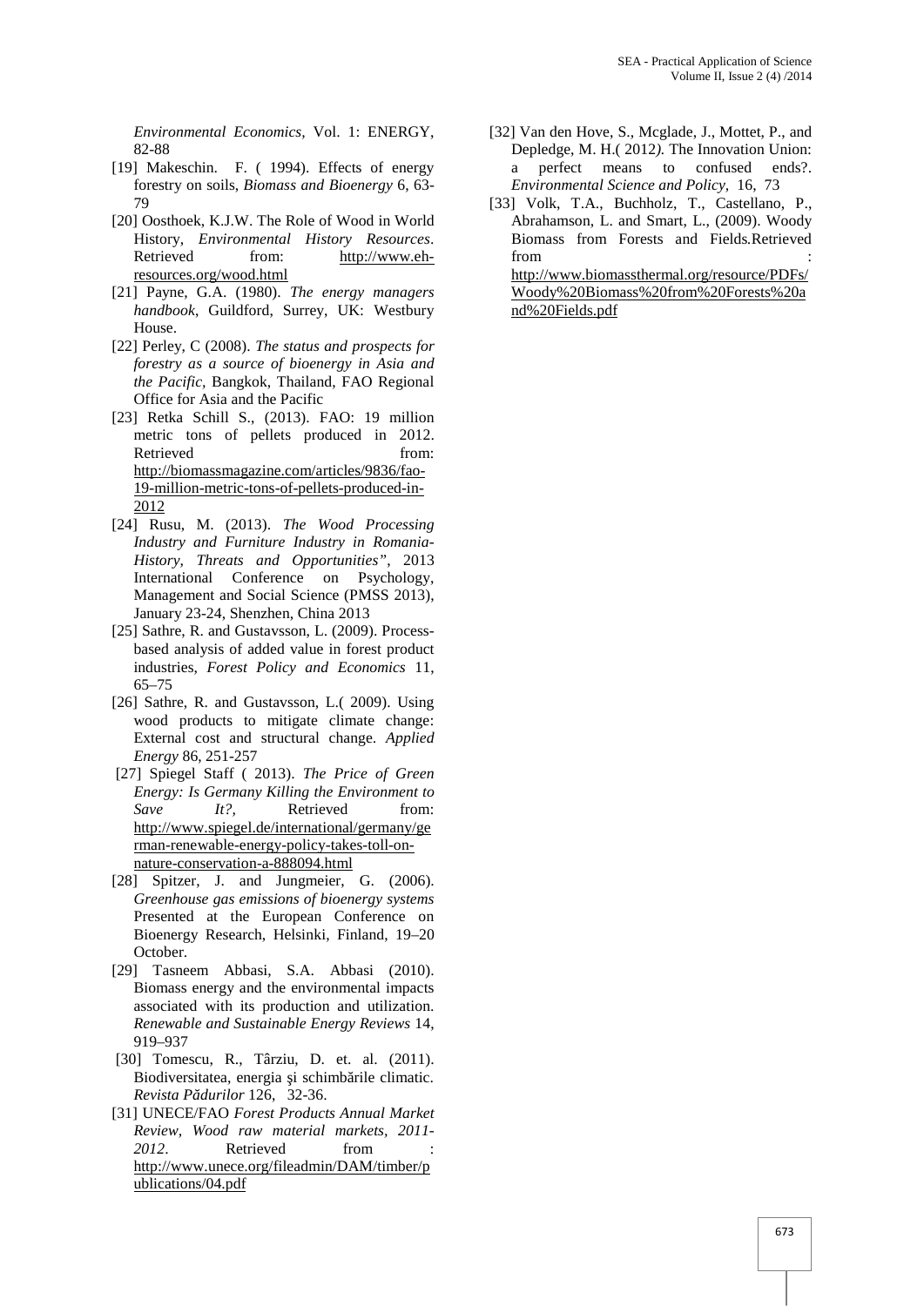*Environmental Economics*, Vol. 1: ENERGY, 82-88

[19] Makeschin. F. ( 1994). Effects of energy forestry on soils, *Biomass and Bioenergy* 6, 63-79

[20] Oosthoek, K.J.W. The Role of Wood in World History, *Environmental History Resources*. Retrieved from: http://www.eh-resources.org/wood.html

[21] Payne, G.A. (1980). *The energy managers handbook*, Guildford, Surrey, UK: Westbury House.

[22] Perley, C (2008). *The status and prospects for forestry as a source of bioenergy in Asia and the Pacific*, Bangkok, Thailand, FAO Regional Office for Asia and the Pacific

[23] Retka Schill S., (2013). FAO: 19 million metric tons of pellets produced in 2012. Retrieved from: http://biomassmagazine.com/articles/9836/fao-19-million-metric-tons-of-pellets-produced-in-2012

[24] Rusu, M. (2013). *The Wood Processing Industry and Furniture Industry in Romania- History, Threats and Opportunities"*, 2013 International Conference on Psychology, Management and Social Science (PMSS 2013), January 23-24, Shenzhen, China 2013

[25] Sathre, R. and Gustavsson, L. (2009). Process-based analysis of added value in forest product industries, *Forest Policy and Economics* 11, 65–75

[26] Sathre, R. and Gustavsson, L.( 2009). Using wood products to mitigate climate change: External cost and structural change. *Applied Energy* 86, 251-257

[27] Spiegel Staff ( 2013). *The Price of Green Energy: Is Germany Killing the Environment to Save It?*, Retrieved from: http://www.spiegel.de/international/germany/german-renewable-energy-policy-takes-toll-on-nature-conservation-a-888094.html

[28] Spitzer, J. and Jungmeier, G. (2006). *Greenhouse gas emissions of bioenergy systems* Presented at the European Conference on Bioenergy Research, Helsinki, Finland, 19–20 October.

[29] Tasneem Abbasi, S.A. Abbasi (2010). Biomass energy and the environmental impacts associated with its production and utilization. *Renewable and Sustainable Energy Reviews* 14, 919–937

[30] Tomescu, R., Târziu, D. et. al. (2011). Biodiversitatea, energia şi schimbările climatic. *Revista Pădurilor* 126, 32-36.

[31] UNECE/FAO *Forest Products Annual Market Review, Wood raw material markets, 2011-2012*. Retrieved from : http://www.unece.org/fileadmin/DAM/timber/publications/04.pdf

[32] Van den Hove, S., Mcglade, J., Mottet, P., and Depledge, M. H.( 2012*)*. The Innovation Union: a perfect means to confused ends?. *Environmental Science and Policy*, 16, 73

[33] Volk, T.A., Buchholz, T., Castellano, P., Abrahamson, L. and Smart, L., (2009). Woody Biomass from Forests and Fields.Retrieved from : http://www.biomassthermal.org/resource/PDFs/Woody%20Biomass%20from%20Forests%20and%20Fields.pdf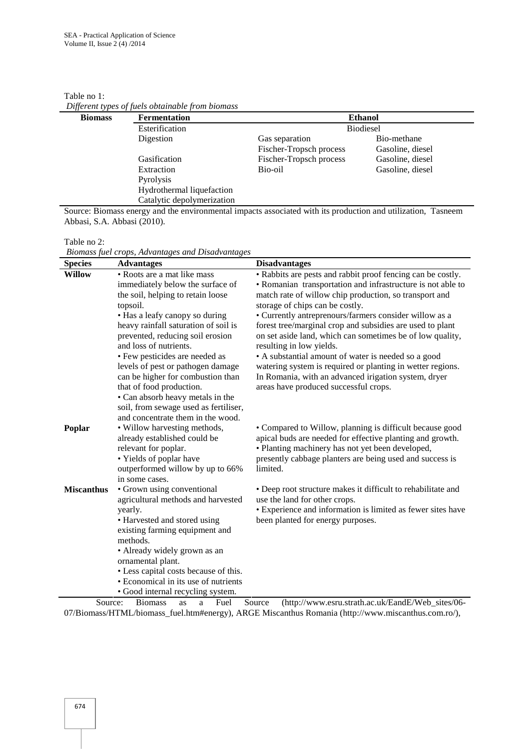Table no 1:

*Different types of fuels obtainable from biomass*

| Biomass | Fermentation | Ethanol | |
|---|---|---|---|
| | Esterification | Biodiesel | |
| | Digestion | Gas separation | Bio-methane |
| | | Fischer-Tropsch process | Gasoline, diesel |
| | Gasification | Fischer-Tropsch process | Gasoline, diesel |
| | Extraction | Bio-oil | Gasoline, diesel |
| | Pyrolysis | | |
| | Hydrothermal liquefaction | | |
| | Catalytic depolymerization | | |

Source: Biomass energy and the environmental impacts associated with its production and utilization, Tasneem Abbasi, S.A. Abbasi (2010).

Table no 2:

*Biomass fuel crops, Advantages and Disadvantages*

| Species | Advantages | Disadvantages |
|---|---|---|
| **Willow** | • Roots are a mat like mass immediately below the surface of the soil, helping to retain loose topsoil.<br>• Has a leafy canopy so during heavy rainfall saturation of soil is prevented, reducing soil erosion and loss of nutrients.<br>• Few pesticides are needed as levels of pest or pathogen damage can be higher for combustion than that of food production.<br>• Can absorb heavy metals in the soil, from sewage used as fertiliser, and concentrate them in the wood. | • Rabbits are pests and rabbit proof fencing can be costly.<br>• Romanian transportation and infrastructure is not able to match rate of willow chip production, so transport and storage of chips can be costly.<br>• Currently antrepreneurs/farmers consider willow as a forest tree/marginal crop and subsidies are used to plant on set aside land, which can sometimes be of low quality, resulting in low yields.<br>• A substantial amount of water is needed so a good watering system is required or planting in wetter regions. In Romania, with an advanced irigation system, dryer areas have produced successful crops. |
| **Poplar** | • Willow harvesting methods, already established could be relevant for poplar.<br>• Yields of poplar have outperformed willow by up to 66% in some cases. | • Compared to Willow, planning is difficult because good apical buds are needed for effective planting and growth.<br>• Planting machinery has not yet been developed, presently cabbage planters are being used and success is limited. |
| **Miscanthus** | • Grown using conventional agricultural methods and harvested yearly.<br>• Harvested and stored using existing farming equipment and methods.<br>• Already widely grown as an ornamental plant.<br>• Less capital costs because of this.<br>• Economical in its use of nutrients<br>• Good internal recycling system. | • Deep root structure makes it difficult to rehabilitate and use the land for other crops.<br>• Experience and information is limited as fewer sites have been planted for energy purposes. |

Source: Biomass as a Fuel Source (http://www.esru.strath.ac.uk/EandE/Web_sites/06-07/Biomass/HTML/biomass_fuel.htm#energy), ARGE Miscanthus Romania (http://www.miscanthus.com.ro/),